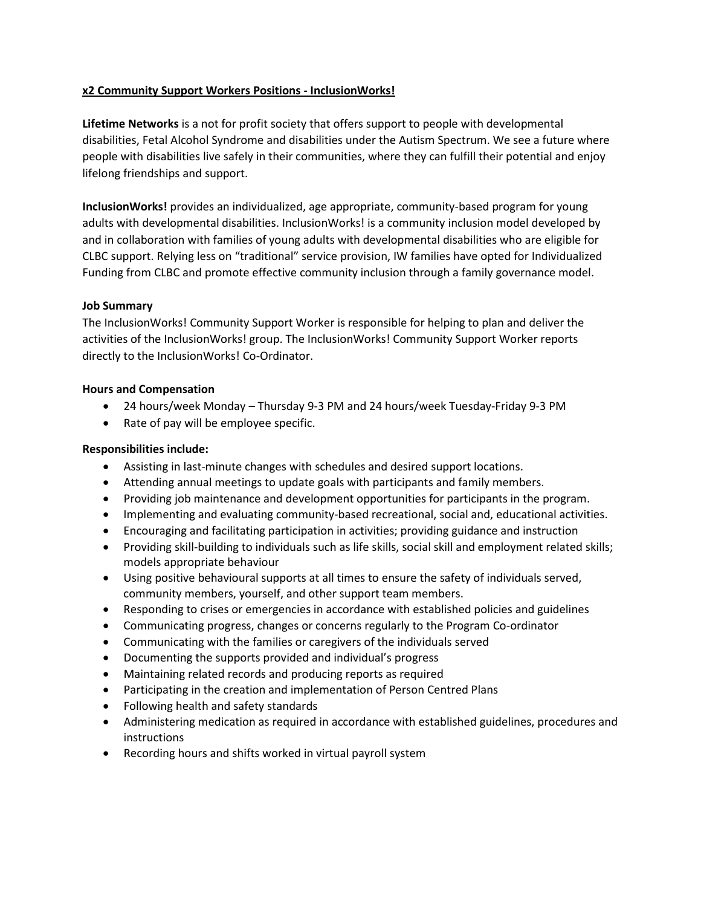**x2 Community Support Workers Positions - InclusionWorks!**

**Lifetime Networks** is a not for profit society that offers support to people with developmental disabilities, Fetal Alcohol Syndrome and disabilities under the Autism Spectrum. We see a future where people with disabilities live safely in their communities, where they can fulfill their potential and enjoy lifelong friendships and support.

**InclusionWorks!** provides an individualized, age appropriate, community-based program for young adults with developmental disabilities. InclusionWorks! is a community inclusion model developed by and in collaboration with families of young adults with developmental disabilities who are eligible for CLBC support. Relying less on "traditional" service provision, IW families have opted for Individualized Funding from CLBC and promote effective community inclusion through a family governance model.

**Job Summary**

The InclusionWorks! Community Support Worker is responsible for helping to plan and deliver the activities of the InclusionWorks! group. The InclusionWorks! Community Support Worker reports directly to the InclusionWorks! Co-Ordinator.

**Hours and Compensation**

- 24 hours/week Monday – Thursday 9-3 PM and 24 hours/week Tuesday-Friday 9-3 PM
- Rate of pay will be employee specific.

**Responsibilities include:**

- Assisting in last-minute changes with schedules and desired support locations.
- Attending annual meetings to update goals with participants and family members.
- Providing job maintenance and development opportunities for participants in the program.
- Implementing and evaluating community-based recreational, social and, educational activities.
- Encouraging and facilitating participation in activities; providing guidance and instruction
- Providing skill-building to individuals such as life skills, social skill and employment related skills; models appropriate behaviour
- Using positive behavioural supports at all times to ensure the safety of individuals served, community members, yourself, and other support team members.
- Responding to crises or emergencies in accordance with established policies and guidelines
- Communicating progress, changes or concerns regularly to the Program Co-ordinator
- Communicating with the families or caregivers of the individuals served
- Documenting the supports provided and individual's progress
- Maintaining related records and producing reports as required
- Participating in the creation and implementation of Person Centred Plans
- Following health and safety standards
- Administering medication as required in accordance with established guidelines, procedures and instructions
- Recording hours and shifts worked in virtual payroll system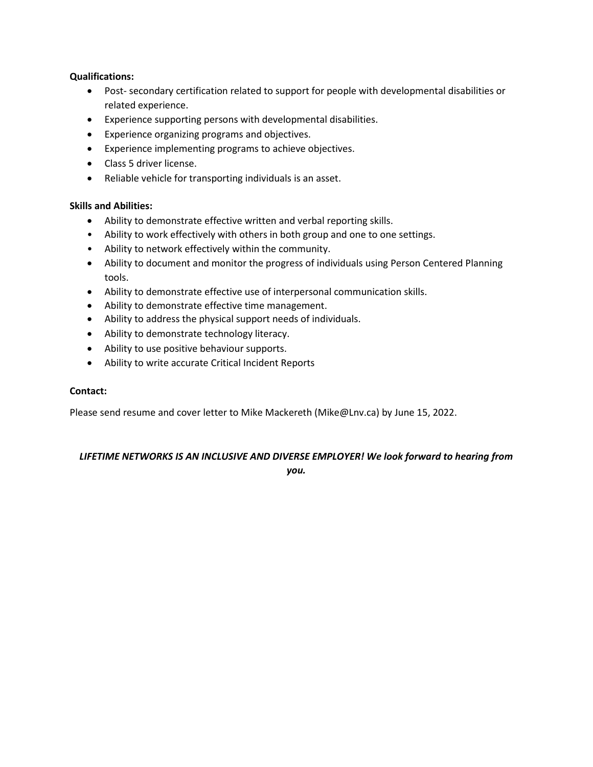**Qualifications:**

- Post- secondary certification related to support for people with developmental disabilities or related experience.
- Experience supporting persons with developmental disabilities.
- Experience organizing programs and objectives.
- Experience implementing programs to achieve objectives.
- Class 5 driver license.
- Reliable vehicle for transporting individuals is an asset.

**Skills and Abilities:**

- Ability to demonstrate effective written and verbal reporting skills.
- Ability to work effectively with others in both group and one to one settings.
- Ability to network effectively within the community.
- Ability to document and monitor the progress of individuals using Person Centered Planning tools.
- Ability to demonstrate effective use of interpersonal communication skills.
- Ability to demonstrate effective time management.
- Ability to address the physical support needs of individuals.
- Ability to demonstrate technology literacy.
- Ability to use positive behaviour supports.
- Ability to write accurate Critical Incident Reports

**Contact:**

Please send resume and cover letter to Mike Mackereth (Mike@Lnv.ca) by June 15, 2022.

***LIFETIME NETWORKS IS AN INCLUSIVE AND DIVERSE EMPLOYER! We look forward to hearing from you.***